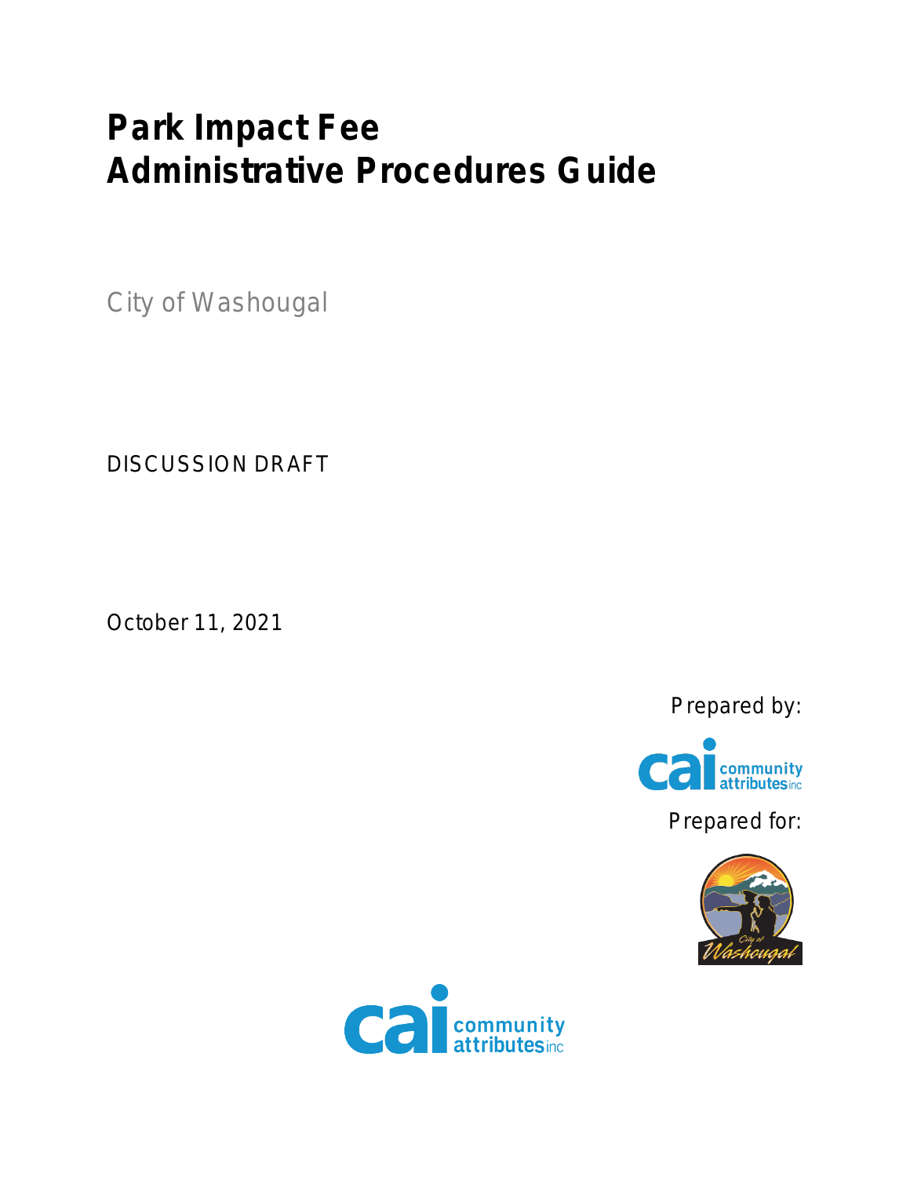# Park Impact Fee Administrative Procedures Guide

City of Washougal

DISCUSSION DRAFT

October 11, 2021

Prepared by:

Prepared for: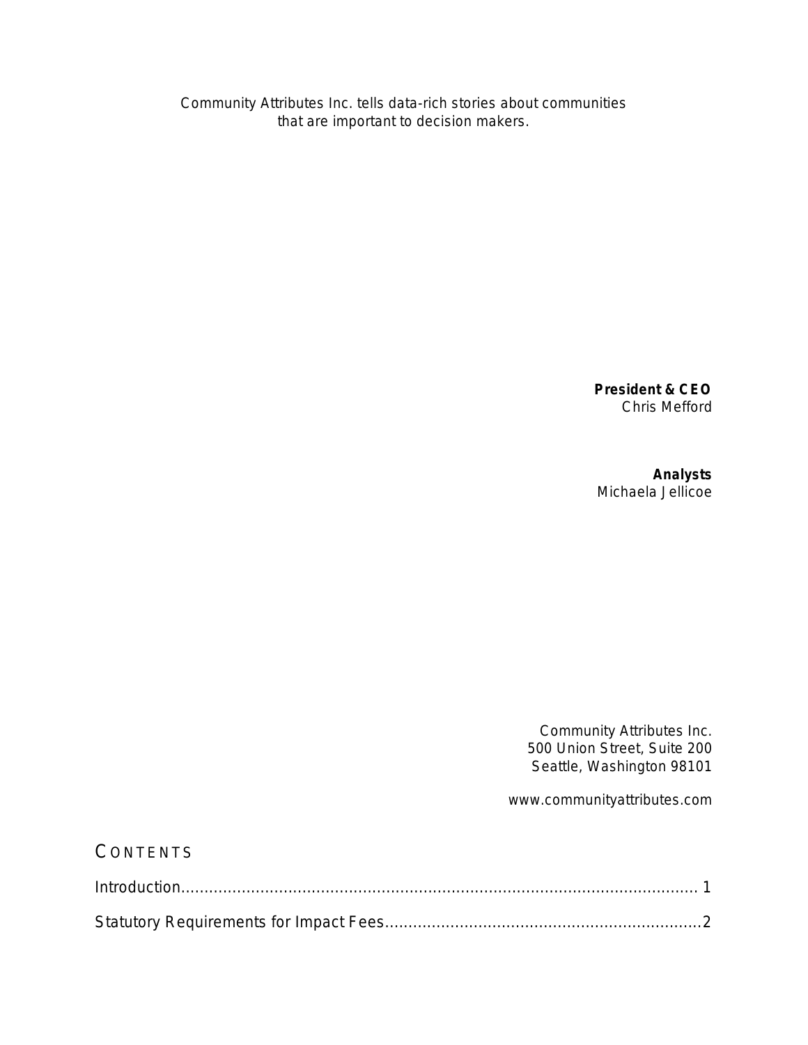Community Attributes Inc. tells data-rich stories about communities that are important to decision makers.

**President & CEO**
Chris Mefford

**Analysts**
Michaela Jellicoe

Community Attributes Inc.
500 Union Street, Suite 200
Seattle, Washington 98101

www.communityattributes.com

## CONTENTS

Introduction.............................................................................................................. 1

Statutory Requirements for Impact Fees.................................................................2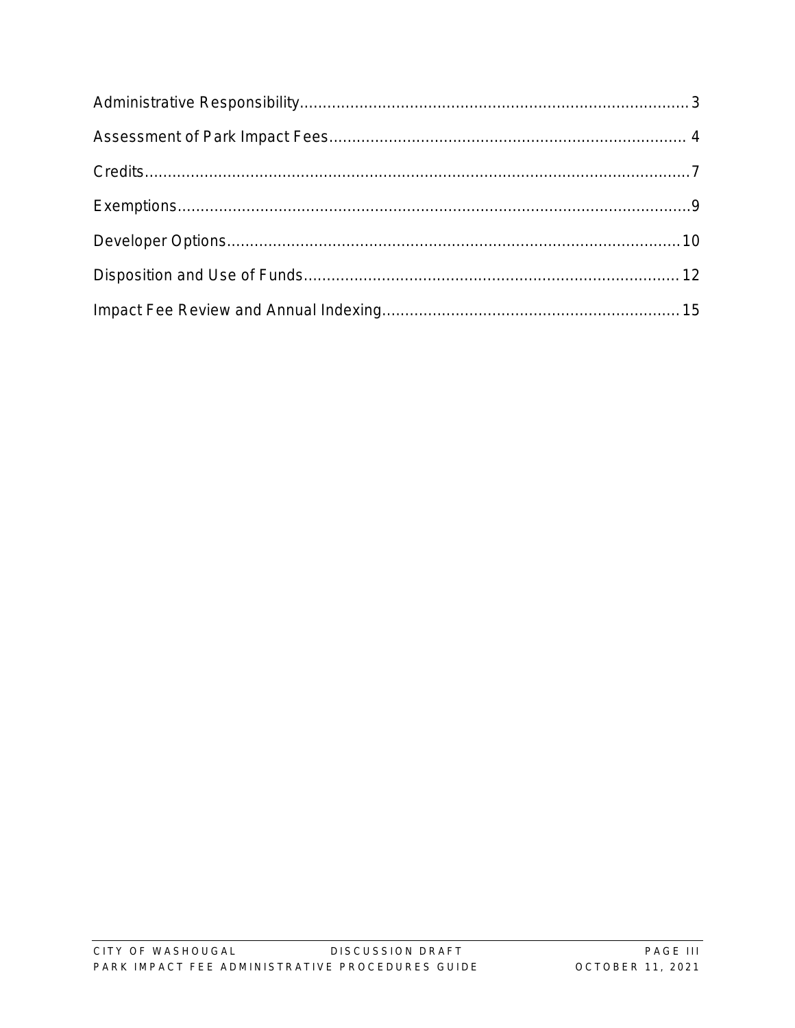Administrative Responsibility....................................................................................3

Assessment of Park Impact Fees............................................................................ 4

Credits.......................................................................................................................7

Exemptions................................................................................................................9

Developer Options..................................................................................................10

Disposition and Use of Funds.................................................................................12

Impact Fee Review and Annual Indexing................................................................15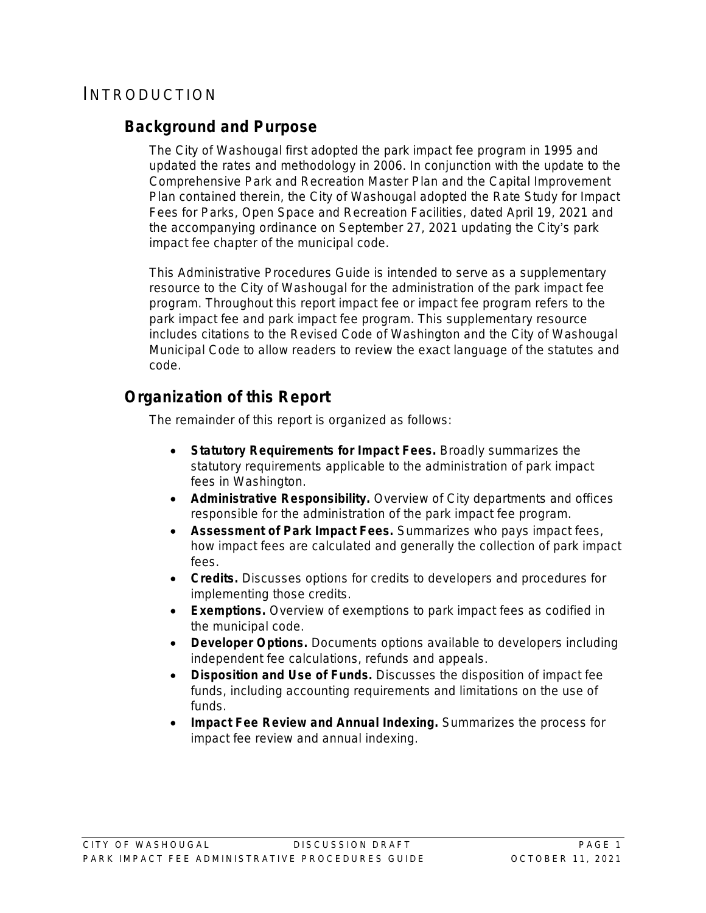# INTRODUCTION

## Background and Purpose

The City of Washougal first adopted the park impact fee program in 1995 and updated the rates and methodology in 2006. In conjunction with the update to the Comprehensive Park and Recreation Master Plan and the Capital Improvement Plan contained therein, the City of Washougal adopted the Rate Study for Impact Fees for Parks, Open Space and Recreation Facilities, dated April 19, 2021 and the accompanying ordinance on September 27, 2021 updating the City's park impact fee chapter of the municipal code.

This Administrative Procedures Guide is intended to serve as a supplementary resource to the City of Washougal for the administration of the park impact fee program. Throughout this report impact fee or impact fee program refers to the park impact fee and park impact fee program. This supplementary resource includes citations to the Revised Code of Washington and the City of Washougal Municipal Code to allow readers to review the exact language of the statutes and code.

## Organization of this Report

The remainder of this report is organized as follows:

- **Statutory Requirements for Impact Fees.** Broadly summarizes the statutory requirements applicable to the administration of park impact fees in Washington.
- **Administrative Responsibility.** Overview of City departments and offices responsible for the administration of the park impact fee program.
- **Assessment of Park Impact Fees.** Summarizes who pays impact fees, how impact fees are calculated and generally the collection of park impact fees.
- **Credits.** Discusses options for credits to developers and procedures for implementing those credits.
- **Exemptions.** Overview of exemptions to park impact fees as codified in the municipal code.
- **Developer Options.** Documents options available to developers including independent fee calculations, refunds and appeals.
- **Disposition and Use of Funds.** Discusses the disposition of impact fee funds, including accounting requirements and limitations on the use of funds.
- **Impact Fee Review and Annual Indexing.** Summarizes the process for impact fee review and annual indexing.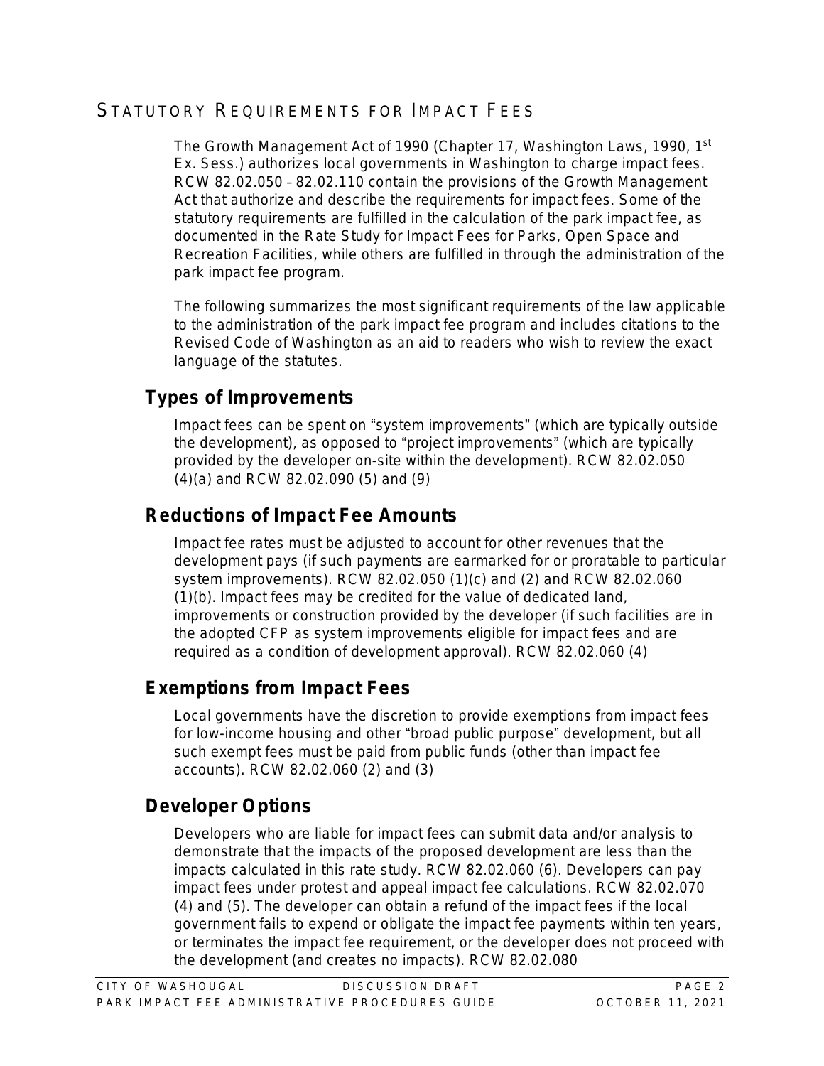## Statutory Requirements for Impact Fees

The Growth Management Act of 1990 (Chapter 17, Washington Laws, 1990, 1st Ex. Sess.) authorizes local governments in Washington to charge impact fees. RCW 82.02.050 – 82.02.110 contain the provisions of the Growth Management Act that authorize and describe the requirements for impact fees. Some of the statutory requirements are fulfilled in the calculation of the park impact fee, as documented in the Rate Study for Impact Fees for Parks, Open Space and Recreation Facilities, while others are fulfilled in through the administration of the park impact fee program.

The following summarizes the most significant requirements of the law applicable to the administration of the park impact fee program and includes citations to the Revised Code of Washington as an aid to readers who wish to review the exact language of the statutes.

### Types of Improvements

Impact fees can be spent on "system improvements" (which are typically outside the development), as opposed to "project improvements" (which are typically provided by the developer on-site within the development). RCW 82.02.050 (4)(a) and RCW 82.02.090 (5) and (9)

### Reductions of Impact Fee Amounts

Impact fee rates must be adjusted to account for other revenues that the development pays (if such payments are earmarked for or proratable to particular system improvements). RCW 82.02.050 (1)(c) and (2) and RCW 82.02.060 (1)(b). Impact fees may be credited for the value of dedicated land, improvements or construction provided by the developer (if such facilities are in the adopted CFP as system improvements eligible for impact fees and are required as a condition of development approval). RCW 82.02.060 (4)

### Exemptions from Impact Fees

Local governments have the discretion to provide exemptions from impact fees for low-income housing and other "broad public purpose" development, but all such exempt fees must be paid from public funds (other than impact fee accounts). RCW 82.02.060 (2) and (3)

### Developer Options

Developers who are liable for impact fees can submit data and/or analysis to demonstrate that the impacts of the proposed development are less than the impacts calculated in this rate study. RCW 82.02.060 (6). Developers can pay impact fees under protest and appeal impact fee calculations. RCW 82.02.070 (4) and (5). The developer can obtain a refund of the impact fees if the local government fails to expend or obligate the impact fee payments within ten years, or terminates the impact fee requirement, or the developer does not proceed with the development (and creates no impacts). RCW 82.02.080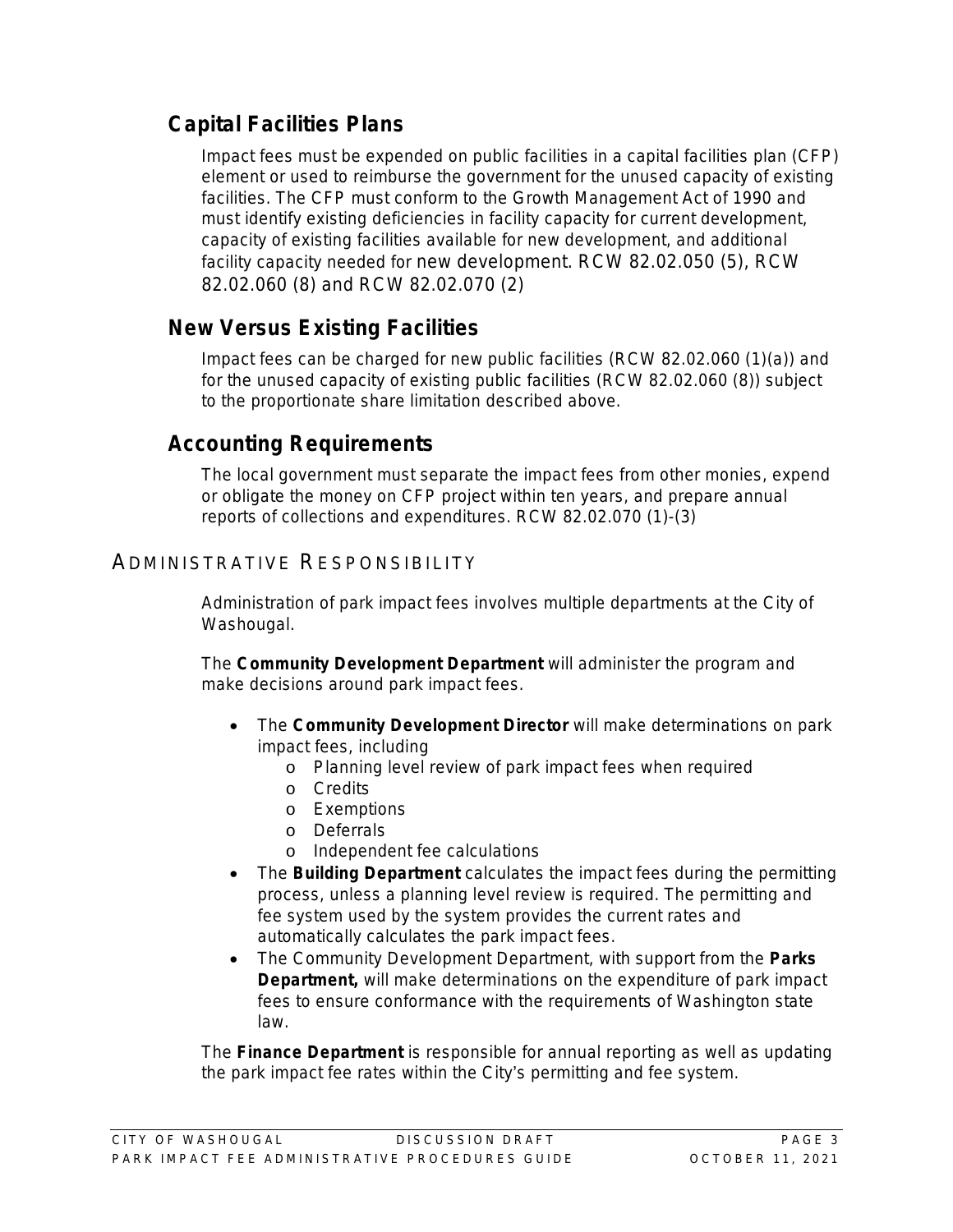### Capital Facilities Plans

Impact fees must be expended on public facilities in a capital facilities plan (CFP) element or used to reimburse the government for the unused capacity of existing facilities. The CFP must conform to the Growth Management Act of 1990 and must identify existing deficiencies in facility capacity for current development, capacity of existing facilities available for new development, and additional facility capacity needed for new development. RCW 82.02.050 (5), RCW 82.02.060 (8) and RCW 82.02.070 (2)

### New Versus Existing Facilities

Impact fees can be charged for new public facilities (RCW 82.02.060 (1)(a)) and for the unused capacity of existing public facilities (RCW 82.02.060 (8)) subject to the proportionate share limitation described above.

### Accounting Requirements

The local government must separate the impact fees from other monies, expend or obligate the money on CFP project within ten years, and prepare annual reports of collections and expenditures. RCW 82.02.070 (1)-(3)

## Administrative Responsibility

Administration of park impact fees involves multiple departments at the City of Washougal.

The **Community Development Department** will administer the program and make decisions around park impact fees.

- The **Community Development Director** will make determinations on park impact fees, including
  - Planning level review of park impact fees when required
  - Credits
  - Exemptions
  - Deferrals
  - Independent fee calculations
- The **Building Department** calculates the impact fees during the permitting process, unless a planning level review is required. The permitting and fee system used by the system provides the current rates and automatically calculates the park impact fees.
- The Community Development Department, with support from the **Parks Department,** will make determinations on the expenditure of park impact fees to ensure conformance with the requirements of Washington state law.

The **Finance Department** is responsible for annual reporting as well as updating the park impact fee rates within the City's permitting and fee system.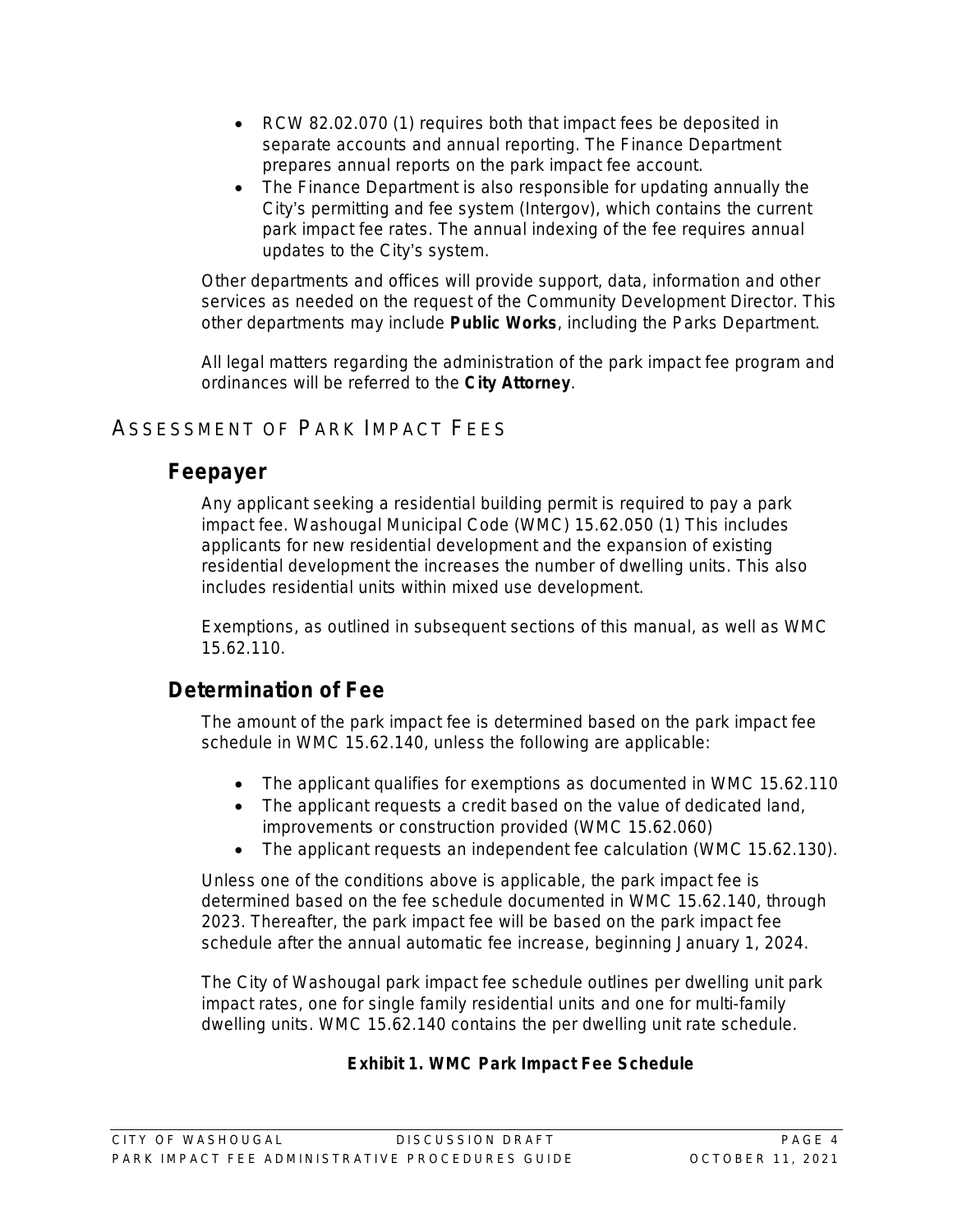- RCW 82.02.070 (1) requires both that impact fees be deposited in separate accounts and annual reporting. The Finance Department prepares annual reports on the park impact fee account.
- The Finance Department is also responsible for updating annually the City's permitting and fee system (Intergov), which contains the current park impact fee rates. The annual indexing of the fee requires annual updates to the City's system.

Other departments and offices will provide support, data, information and other services as needed on the request of the Community Development Director. This other departments may include **Public Works**, including the Parks Department.

All legal matters regarding the administration of the park impact fee program and ordinances will be referred to the **City Attorney**.

## ASSESSMENT OF PARK IMPACT FEES

### Feepayer

Any applicant seeking a residential building permit is required to pay a park impact fee. Washougal Municipal Code (WMC) 15.62.050 (1) This includes applicants for new residential development and the expansion of existing residential development the increases the number of dwelling units. This also includes residential units within mixed use development.

Exemptions, as outlined in subsequent sections of this manual, as well as WMC 15.62.110.

### Determination of Fee

The amount of the park impact fee is determined based on the park impact fee schedule in WMC 15.62.140, unless the following are applicable:

- The applicant qualifies for exemptions as documented in WMC 15.62.110
- The applicant requests a credit based on the value of dedicated land, improvements or construction provided (WMC 15.62.060)
- The applicant requests an independent fee calculation (WMC 15.62.130).

Unless one of the conditions above is applicable, the park impact fee is determined based on the fee schedule documented in WMC 15.62.140, through 2023. Thereafter, the park impact fee will be based on the park impact fee schedule after the annual automatic fee increase, beginning January 1, 2024.

The City of Washougal park impact fee schedule outlines per dwelling unit park impact rates, one for single family residential units and one for multi-family dwelling units. WMC 15.62.140 contains the per dwelling unit rate schedule.

**Exhibit 1. WMC Park Impact Fee Schedule**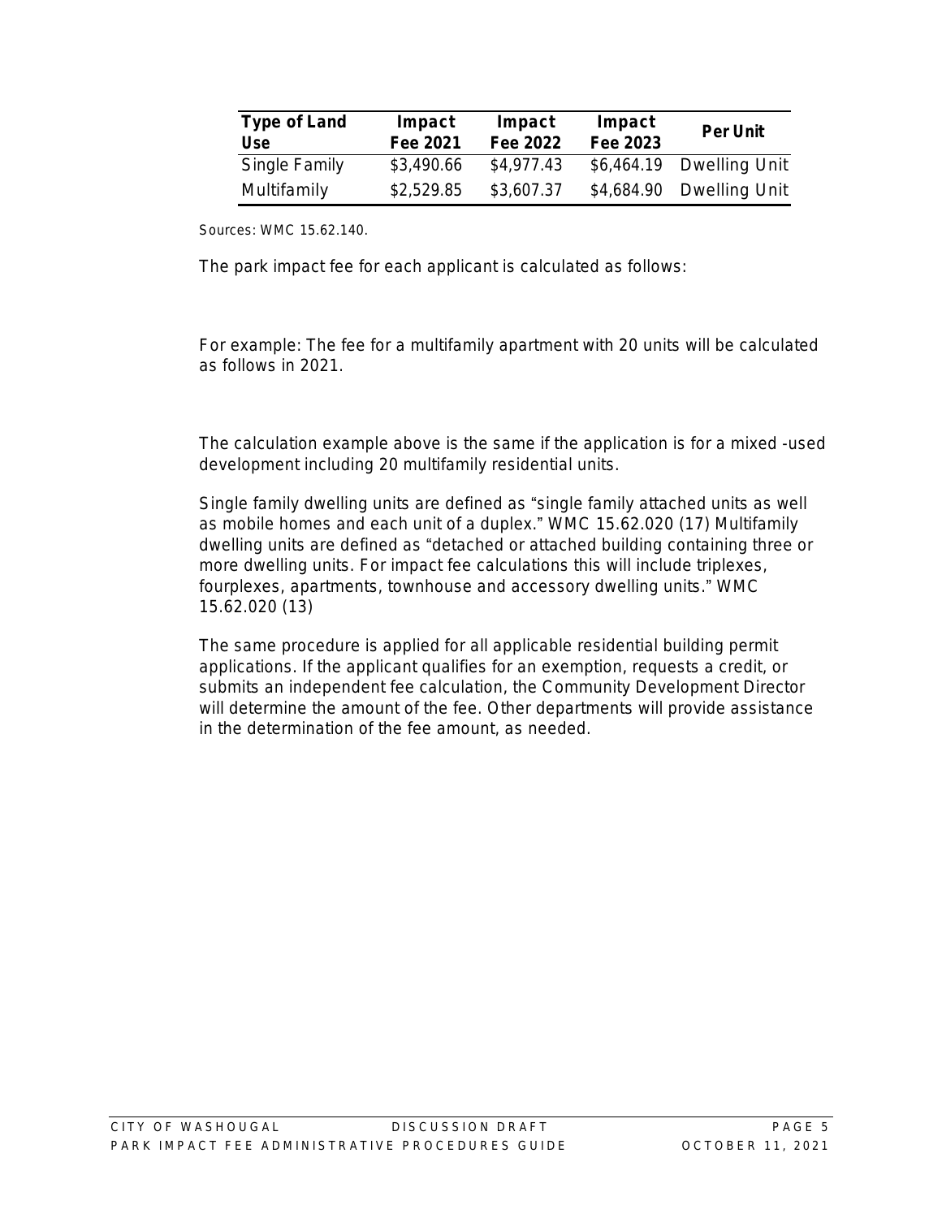| Type of Land Use | Impact Fee 2021 | Impact Fee 2022 | Impact Fee 2023 | Per Unit |
|---|---|---|---|---|
| Single Family | $3,490.66 | $4,977.43 | $6,464.19 | Dwelling Unit |
| Multifamily | $2,529.85 | $3,607.37 | $4,684.90 | Dwelling Unit |

Sources: WMC 15.62.140.

The park impact fee for each applicant is calculated as follows:

For example: The fee for a multifamily apartment with 20 units will be calculated as follows in 2021.

The calculation example above is the same if the application is for a mixed -used development including 20 multifamily residential units.

Single family dwelling units are defined as "single family attached units as well as mobile homes and each unit of a duplex." WMC 15.62.020 (17) Multifamily dwelling units are defined as "detached or attached building containing three or more dwelling units. For impact fee calculations this will include triplexes, fourplexes, apartments, townhouse and accessory dwelling units." WMC 15.62.020 (13)

The same procedure is applied for all applicable residential building permit applications. If the applicant qualifies for an exemption, requests a credit, or submits an independent fee calculation, the Community Development Director will determine the amount of the fee. Other departments will provide assistance in the determination of the fee amount, as needed.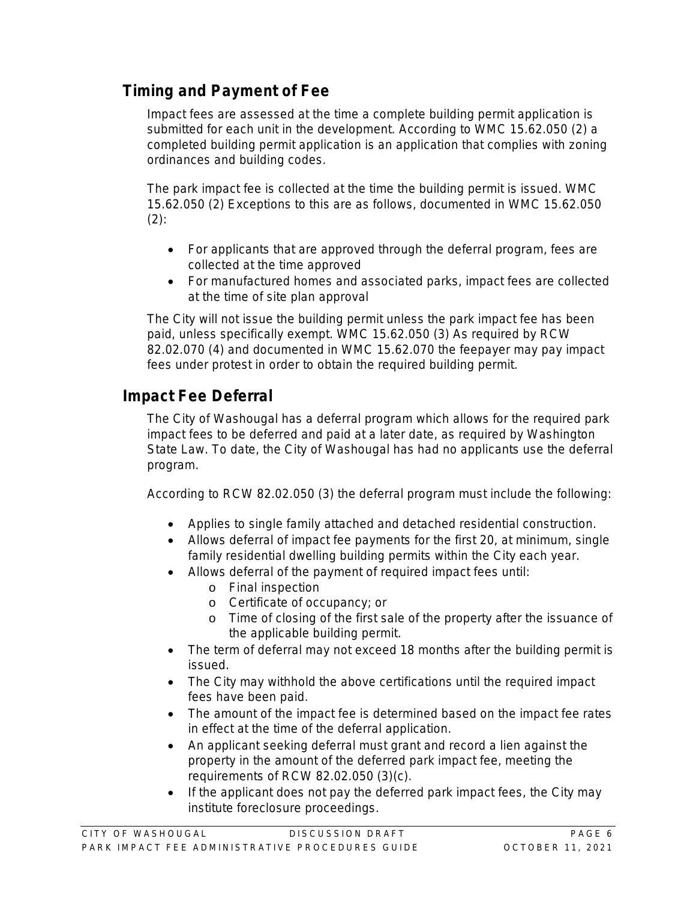## Timing and Payment of Fee

Impact fees are assessed at the time a complete building permit application is submitted for each unit in the development. According to WMC 15.62.050 (2) a completed building permit application is an application that complies with zoning ordinances and building codes.

The park impact fee is collected at the time the building permit is issued. WMC 15.62.050 (2) Exceptions to this are as follows, documented in WMC 15.62.050 (2):

- For applicants that are approved through the deferral program, fees are collected at the time approved
- For manufactured homes and associated parks, impact fees are collected at the time of site plan approval

The City will not issue the building permit unless the park impact fee has been paid, unless specifically exempt. WMC 15.62.050 (3) As required by RCW 82.02.070 (4) and documented in WMC 15.62.070 the feepayer may pay impact fees under protest in order to obtain the required building permit.

## Impact Fee Deferral

The City of Washougal has a deferral program which allows for the required park impact fees to be deferred and paid at a later date, as required by Washington State Law. To date, the City of Washougal has had no applicants use the deferral program.

According to RCW 82.02.050 (3) the deferral program must include the following:

- Applies to single family attached and detached residential construction.
- Allows deferral of impact fee payments for the first 20, at minimum, single family residential dwelling building permits within the City each year.
- Allows deferral of the payment of required impact fees until:
  - Final inspection
  - Certificate of occupancy; or
  - Time of closing of the first sale of the property after the issuance of the applicable building permit.
- The term of deferral may not exceed 18 months after the building permit is issued.
- The City may withhold the above certifications until the required impact fees have been paid.
- The amount of the impact fee is determined based on the impact fee rates in effect at the time of the deferral application.
- An applicant seeking deferral must grant and record a lien against the property in the amount of the deferred park impact fee, meeting the requirements of RCW 82.02.050 (3)(c).
- If the applicant does not pay the deferred park impact fees, the City may institute foreclosure proceedings.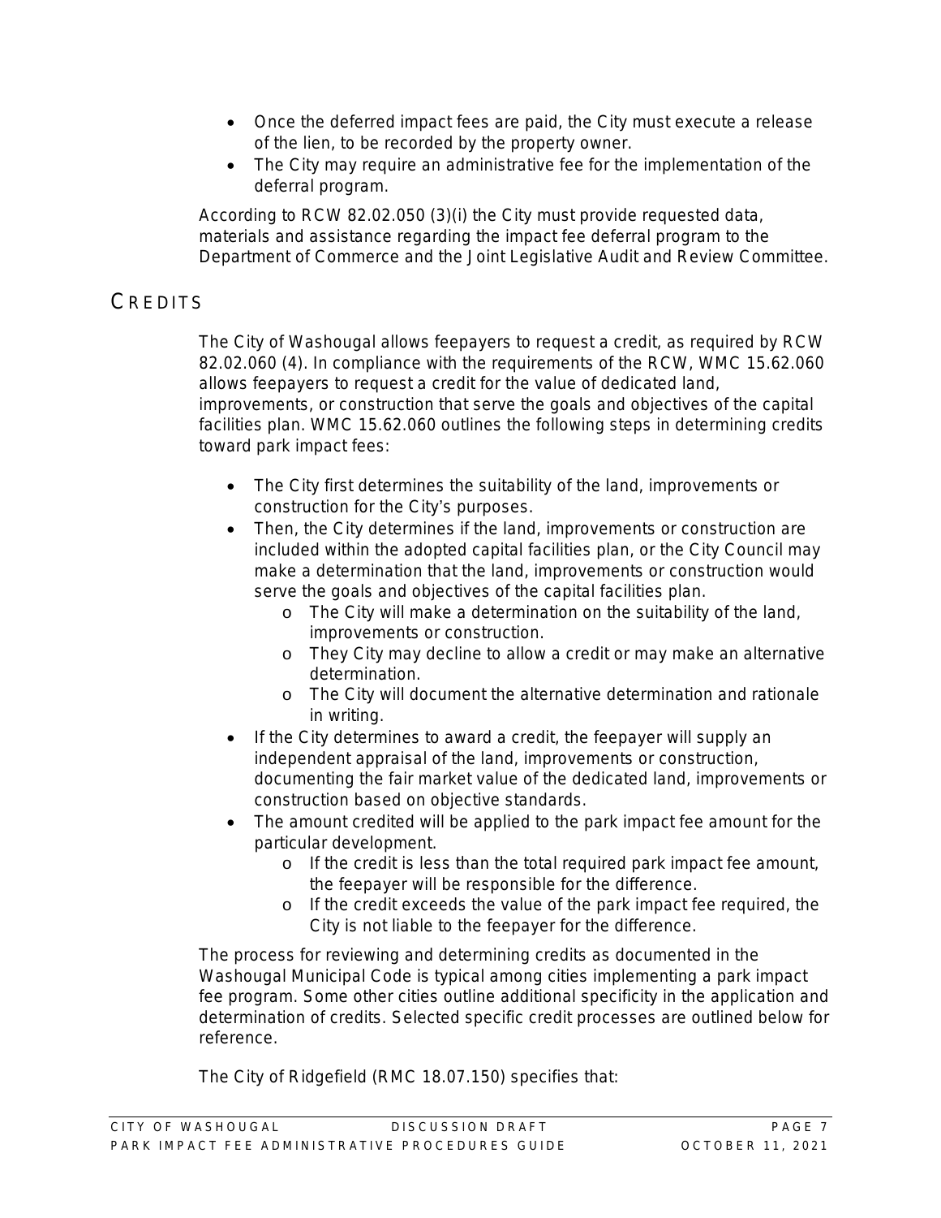- Once the deferred impact fees are paid, the City must execute a release of the lien, to be recorded by the property owner.
- The City may require an administrative fee for the implementation of the deferral program.

According to RCW 82.02.050 (3)(i) the City must provide requested data, materials and assistance regarding the impact fee deferral program to the Department of Commerce and the Joint Legislative Audit and Review Committee.

## CREDITS

The City of Washougal allows feepayers to request a credit, as required by RCW 82.02.060 (4). In compliance with the requirements of the RCW, WMC 15.62.060 allows feepayers to request a credit for the value of dedicated land, improvements, or construction that serve the goals and objectives of the capital facilities plan. WMC 15.62.060 outlines the following steps in determining credits toward park impact fees:

- The City first determines the suitability of the land, improvements or construction for the City's purposes.
- Then, the City determines if the land, improvements or construction are included within the adopted capital facilities plan, or the City Council may make a determination that the land, improvements or construction would serve the goals and objectives of the capital facilities plan.
  - The City will make a determination on the suitability of the land, improvements or construction.
  - They City may decline to allow a credit or may make an alternative determination.
  - The City will document the alternative determination and rationale in writing.
- If the City determines to award a credit, the feepayer will supply an independent appraisal of the land, improvements or construction, documenting the fair market value of the dedicated land, improvements or construction based on objective standards.
- The amount credited will be applied to the park impact fee amount for the particular development.
  - If the credit is less than the total required park impact fee amount, the feepayer will be responsible for the difference.
  - If the credit exceeds the value of the park impact fee required, the City is not liable to the feepayer for the difference.

The process for reviewing and determining credits as documented in the Washougal Municipal Code is typical among cities implementing a park impact fee program. Some other cities outline additional specificity in the application and determination of credits. Selected specific credit processes are outlined below for reference.

The City of Ridgefield (RMC 18.07.150) specifies that: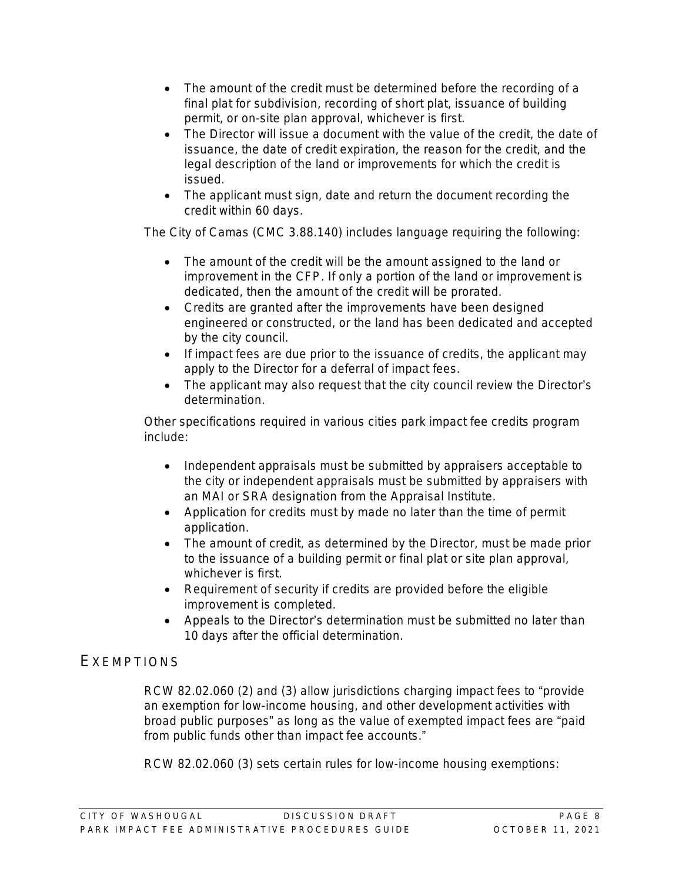- The amount of the credit must be determined before the recording of a final plat for subdivision, recording of short plat, issuance of building permit, or on-site plan approval, whichever is first.
- The Director will issue a document with the value of the credit, the date of issuance, the date of credit expiration, the reason for the credit, and the legal description of the land or improvements for which the credit is issued.
- The applicant must sign, date and return the document recording the credit within 60 days.

The City of Camas (CMC 3.88.140) includes language requiring the following:

- The amount of the credit will be the amount assigned to the land or improvement in the CFP. If only a portion of the land or improvement is dedicated, then the amount of the credit will be prorated.
- Credits are granted after the improvements have been designed engineered or constructed, or the land has been dedicated and accepted by the city council.
- If impact fees are due prior to the issuance of credits, the applicant may apply to the Director for a deferral of impact fees.
- The applicant may also request that the city council review the Director's determination.

Other specifications required in various cities park impact fee credits program include:

- Independent appraisals must be submitted by appraisers acceptable to the city or independent appraisals must be submitted by appraisers with an MAI or SRA designation from the Appraisal Institute.
- Application for credits must by made no later than the time of permit application.
- The amount of credit, as determined by the Director, must be made prior to the issuance of a building permit or final plat or site plan approval, whichever is first.
- Requirement of security if credits are provided before the eligible improvement is completed.
- Appeals to the Director's determination must be submitted no later than 10 days after the official determination.

## EXEMPTIONS

RCW 82.02.060 (2) and (3) allow jurisdictions charging impact fees to "provide an exemption for low-income housing, and other development activities with broad public purposes" as long as the value of exempted impact fees are "paid from public funds other than impact fee accounts."

RCW 82.02.060 (3) sets certain rules for low-income housing exemptions: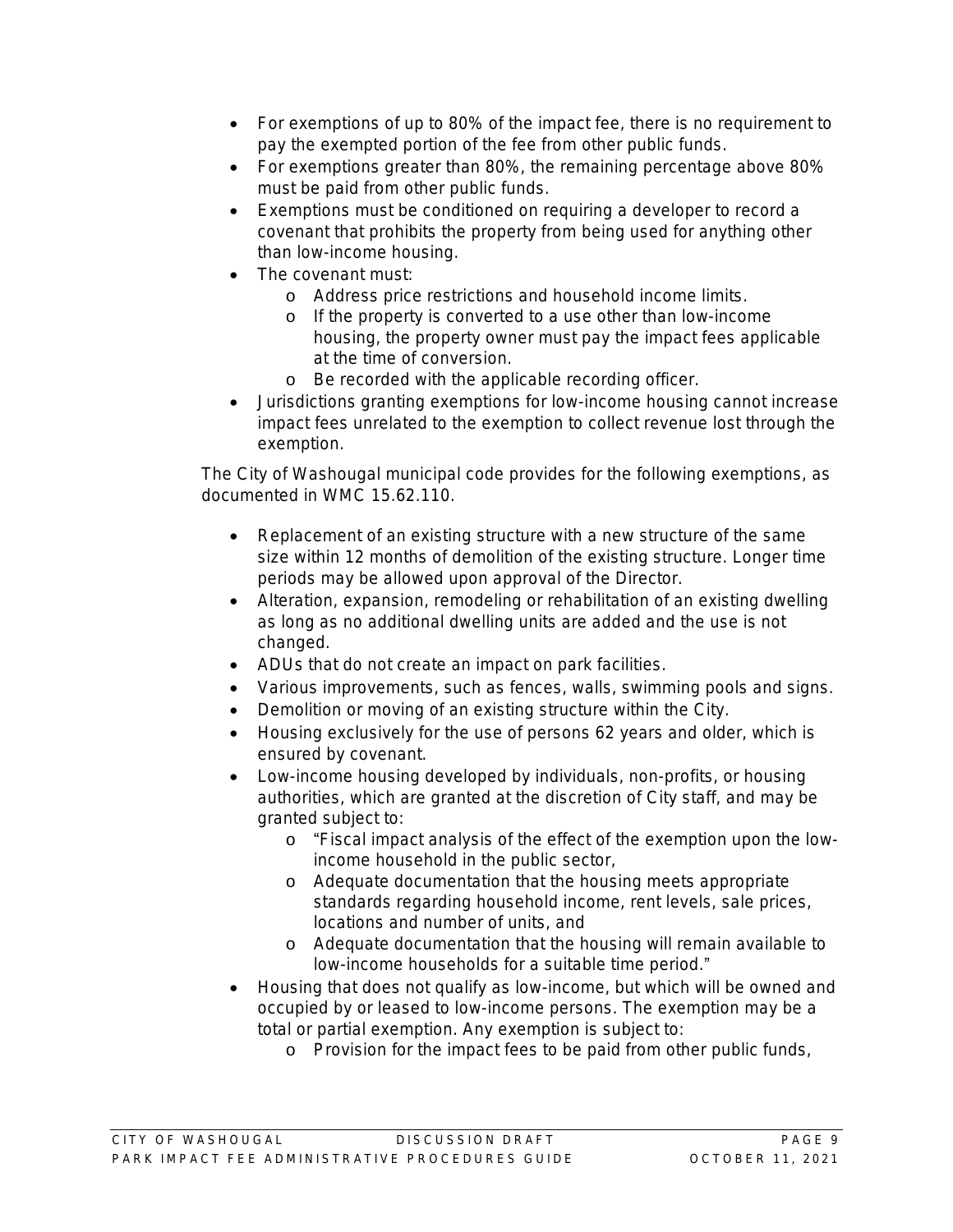- For exemptions of up to 80% of the impact fee, there is no requirement to pay the exempted portion of the fee from other public funds.
- For exemptions greater than 80%, the remaining percentage above 80% must be paid from other public funds.
- Exemptions must be conditioned on requiring a developer to record a covenant that prohibits the property from being used for anything other than low-income housing.
- The covenant must:
  - Address price restrictions and household income limits.
  - If the property is converted to a use other than low-income housing, the property owner must pay the impact fees applicable at the time of conversion.
  - Be recorded with the applicable recording officer.
- Jurisdictions granting exemptions for low-income housing cannot increase impact fees unrelated to the exemption to collect revenue lost through the exemption.

The City of Washougal municipal code provides for the following exemptions, as documented in WMC 15.62.110.

- Replacement of an existing structure with a new structure of the same size within 12 months of demolition of the existing structure. Longer time periods may be allowed upon approval of the Director.
- Alteration, expansion, remodeling or rehabilitation of an existing dwelling as long as no additional dwelling units are added and the use is not changed.
- ADUs that do not create an impact on park facilities.
- Various improvements, such as fences, walls, swimming pools and signs.
- Demolition or moving of an existing structure within the City.
- Housing exclusively for the use of persons 62 years and older, which is ensured by covenant.
- Low-income housing developed by individuals, non-profits, or housing authorities, which are granted at the discretion of City staff, and may be granted subject to:
  - "Fiscal impact analysis of the effect of the exemption upon the low-income household in the public sector,
  - Adequate documentation that the housing meets appropriate standards regarding household income, rent levels, sale prices, locations and number of units, and
  - Adequate documentation that the housing will remain available to low-income households for a suitable time period."
- Housing that does not qualify as low-income, but which will be owned and occupied by or leased to low-income persons. The exemption may be a total or partial exemption. Any exemption is subject to:
  - Provision for the impact fees to be paid from other public funds,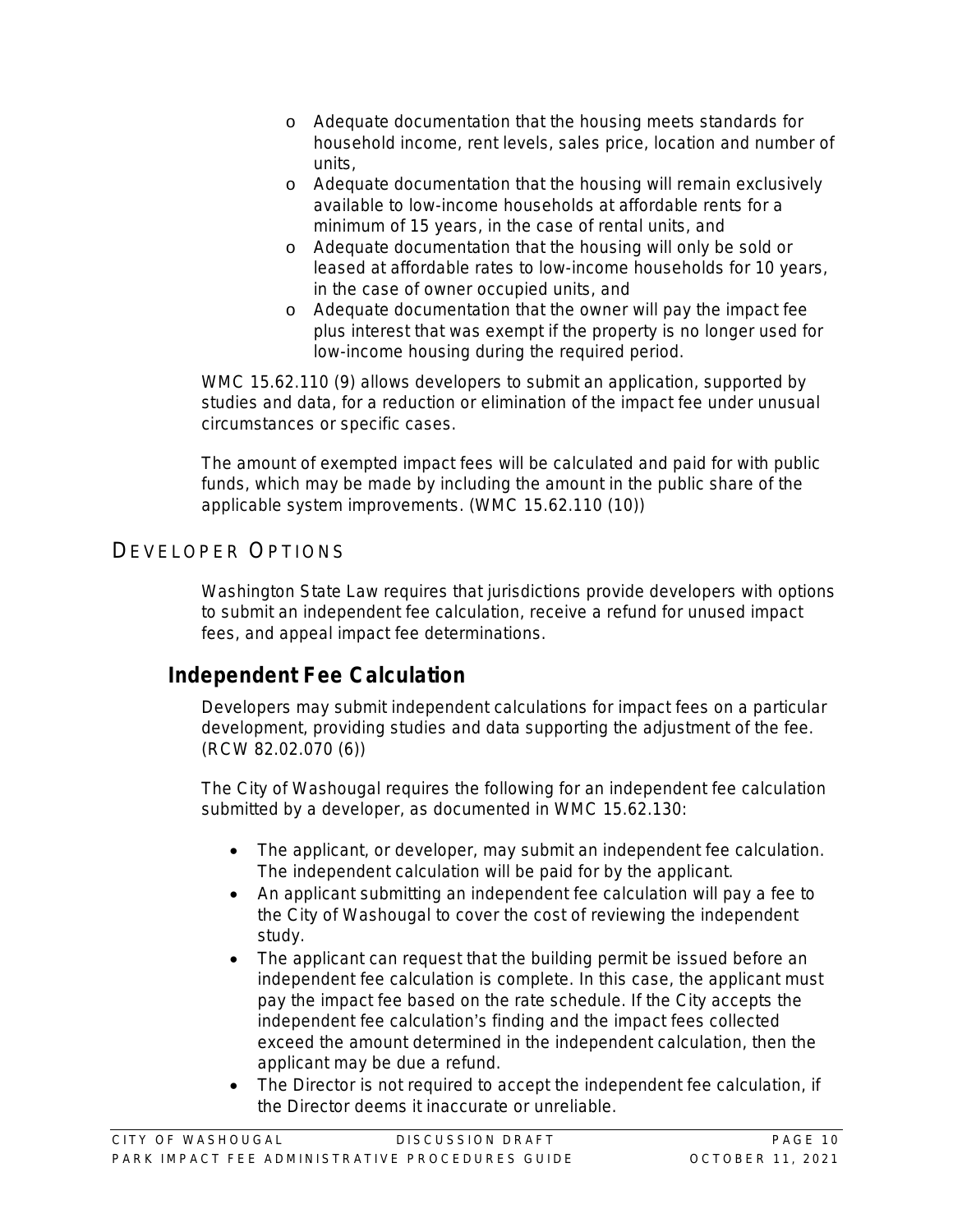- Adequate documentation that the housing meets standards for household income, rent levels, sales price, location and number of units,
- Adequate documentation that the housing will remain exclusively available to low-income households at affordable rents for a minimum of 15 years, in the case of rental units, and
- Adequate documentation that the housing will only be sold or leased at affordable rates to low-income households for 10 years, in the case of owner occupied units, and
- Adequate documentation that the owner will pay the impact fee plus interest that was exempt if the property is no longer used for low-income housing during the required period.

WMC 15.62.110 (9) allows developers to submit an application, supported by studies and data, for a reduction or elimination of the impact fee under unusual circumstances or specific cases.

The amount of exempted impact fees will be calculated and paid for with public funds, which may be made by including the amount in the public share of the applicable system improvements. (WMC 15.62.110 (10))

## Developer Options

Washington State Law requires that jurisdictions provide developers with options to submit an independent fee calculation, receive a refund for unused impact fees, and appeal impact fee determinations.

### Independent Fee Calculation

Developers may submit independent calculations for impact fees on a particular development, providing studies and data supporting the adjustment of the fee. (RCW 82.02.070 (6))

The City of Washougal requires the following for an independent fee calculation submitted by a developer, as documented in WMC 15.62.130:

- The applicant, or developer, may submit an independent fee calculation. The independent calculation will be paid for by the applicant.
- An applicant submitting an independent fee calculation will pay a fee to the City of Washougal to cover the cost of reviewing the independent study.
- The applicant can request that the building permit be issued before an independent fee calculation is complete. In this case, the applicant must pay the impact fee based on the rate schedule. If the City accepts the independent fee calculation's finding and the impact fees collected exceed the amount determined in the independent calculation, then the applicant may be due a refund.
- The Director is not required to accept the independent fee calculation, if the Director deems it inaccurate or unreliable.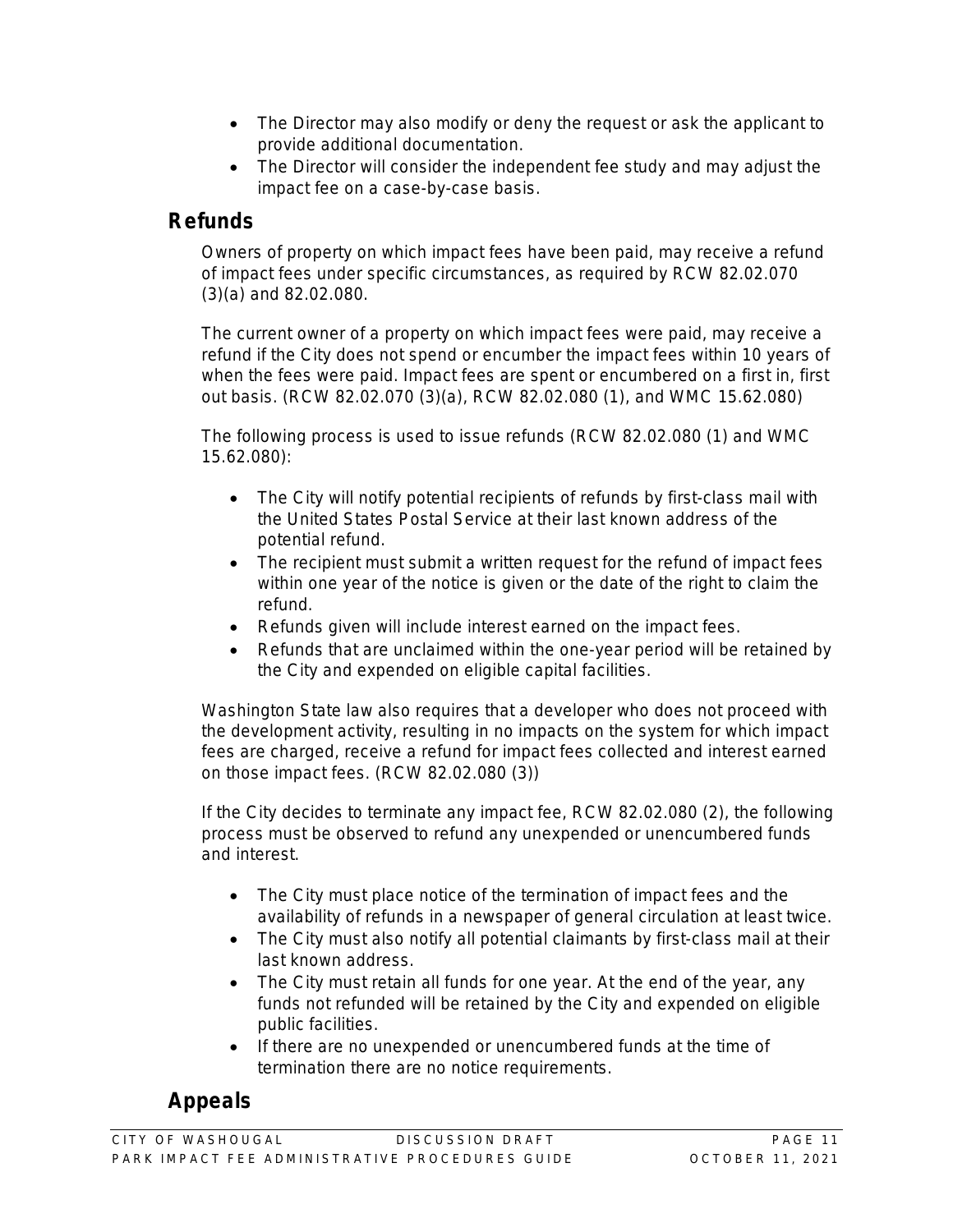- The Director may also modify or deny the request or ask the applicant to provide additional documentation.
- The Director will consider the independent fee study and may adjust the impact fee on a case-by-case basis.

## Refunds

Owners of property on which impact fees have been paid, may receive a refund of impact fees under specific circumstances, as required by RCW 82.02.070 (3)(a) and 82.02.080.

The current owner of a property on which impact fees were paid, may receive a refund if the City does not spend or encumber the impact fees within 10 years of when the fees were paid. Impact fees are spent or encumbered on a first in, first out basis. (RCW 82.02.070 (3)(a), RCW 82.02.080 (1), and WMC 15.62.080)

The following process is used to issue refunds (RCW 82.02.080 (1) and WMC 15.62.080):

- The City will notify potential recipients of refunds by first-class mail with the United States Postal Service at their last known address of the potential refund.
- The recipient must submit a written request for the refund of impact fees within one year of the notice is given or the date of the right to claim the refund.
- Refunds given will include interest earned on the impact fees.
- Refunds that are unclaimed within the one-year period will be retained by the City and expended on eligible capital facilities.

Washington State law also requires that a developer who does not proceed with the development activity, resulting in no impacts on the system for which impact fees are charged, receive a refund for impact fees collected and interest earned on those impact fees. (RCW 82.02.080 (3))

If the City decides to terminate any impact fee, RCW 82.02.080 (2), the following process must be observed to refund any unexpended or unencumbered funds and interest.

- The City must place notice of the termination of impact fees and the availability of refunds in a newspaper of general circulation at least twice.
- The City must also notify all potential claimants by first-class mail at their last known address.
- The City must retain all funds for one year. At the end of the year, any funds not refunded will be retained by the City and expended on eligible public facilities.
- If there are no unexpended or unencumbered funds at the time of termination there are no notice requirements.

## Appeals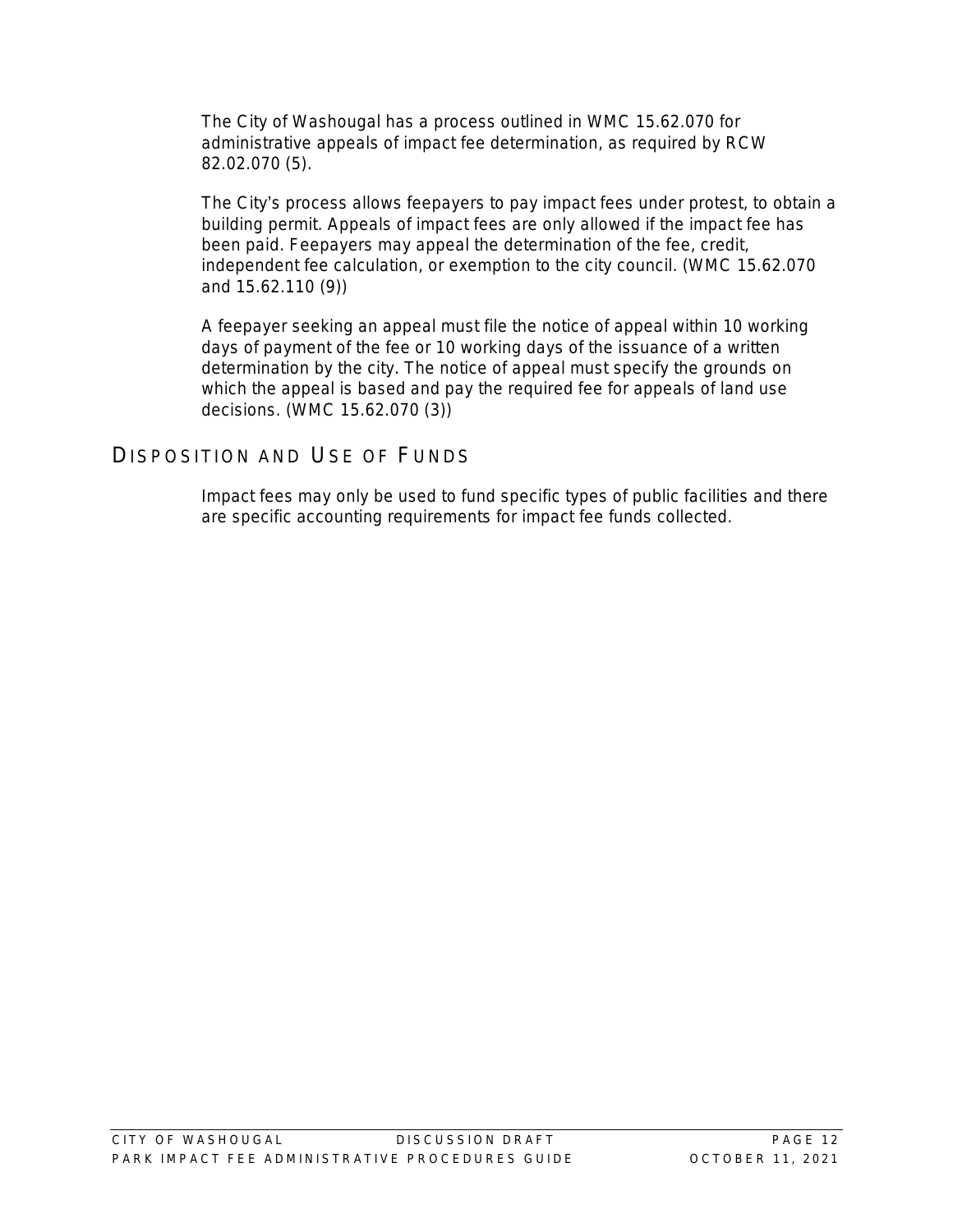The City of Washougal has a process outlined in WMC 15.62.070 for administrative appeals of impact fee determination, as required by RCW 82.02.070 (5).

The City's process allows feepayers to pay impact fees under protest, to obtain a building permit. Appeals of impact fees are only allowed if the impact fee has been paid. Feepayers may appeal the determination of the fee, credit, independent fee calculation, or exemption to the city council. (WMC 15.62.070 and 15.62.110 (9))

A feepayer seeking an appeal must file the notice of appeal within 10 working days of payment of the fee or 10 working days of the issuance of a written determination by the city. The notice of appeal must specify the grounds on which the appeal is based and pay the required fee for appeals of land use decisions. (WMC 15.62.070 (3))

## Disposition and Use of Funds

Impact fees may only be used to fund specific types of public facilities and there are specific accounting requirements for impact fee funds collected.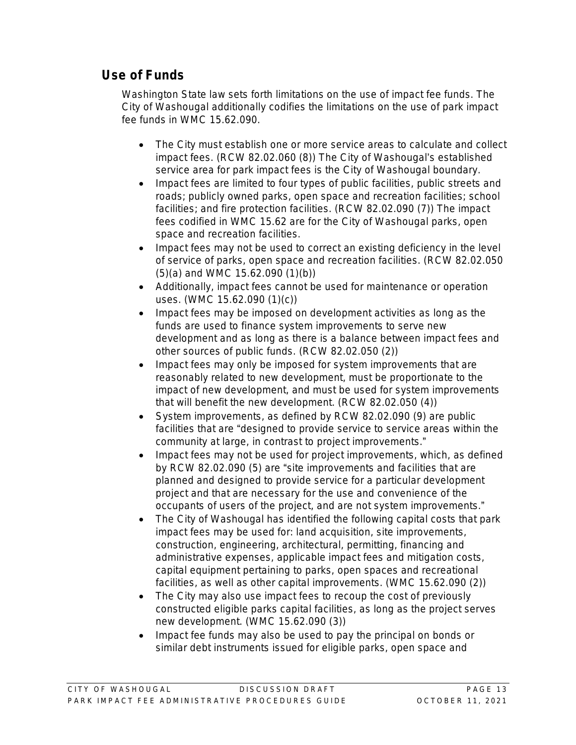## Use of Funds

Washington State law sets forth limitations on the use of impact fee funds. The City of Washougal additionally codifies the limitations on the use of park impact fee funds in WMC 15.62.090.

- The City must establish one or more service areas to calculate and collect impact fees. (RCW 82.02.060 (8)) The City of Washougal's established service area for park impact fees is the City of Washougal boundary.
- Impact fees are limited to four types of public facilities, public streets and roads; publicly owned parks, open space and recreation facilities; school facilities; and fire protection facilities. (RCW 82.02.090 (7)) The impact fees codified in WMC 15.62 are for the City of Washougal parks, open space and recreation facilities.
- Impact fees may not be used to correct an existing deficiency in the level of service of parks, open space and recreation facilities. (RCW 82.02.050 (5)(a) and WMC 15.62.090 (1)(b))
- Additionally, impact fees cannot be used for maintenance or operation uses. (WMC 15.62.090 (1)(c))
- Impact fees may be imposed on development activities as long as the funds are used to finance system improvements to serve new development and as long as there is a balance between impact fees and other sources of public funds. (RCW 82.02.050 (2))
- Impact fees may only be imposed for system improvements that are reasonably related to new development, must be proportionate to the impact of new development, and must be used for system improvements that will benefit the new development. (RCW 82.02.050 (4))
- System improvements, as defined by RCW 82.02.090 (9) are public facilities that are "designed to provide service to service areas within the community at large, in contrast to project improvements."
- Impact fees may not be used for project improvements, which, as defined by RCW 82.02.090 (5) are "site improvements and facilities that are planned and designed to provide service for a particular development project and that are necessary for the use and convenience of the occupants of users of the project, and are not system improvements."
- The City of Washougal has identified the following capital costs that park impact fees may be used for: land acquisition, site improvements, construction, engineering, architectural, permitting, financing and administrative expenses, applicable impact fees and mitigation costs, capital equipment pertaining to parks, open spaces and recreational facilities, as well as other capital improvements. (WMC 15.62.090 (2))
- The City may also use impact fees to recoup the cost of previously constructed eligible parks capital facilities, as long as the project serves new development. (WMC 15.62.090 (3))
- Impact fee funds may also be used to pay the principal on bonds or similar debt instruments issued for eligible parks, open space and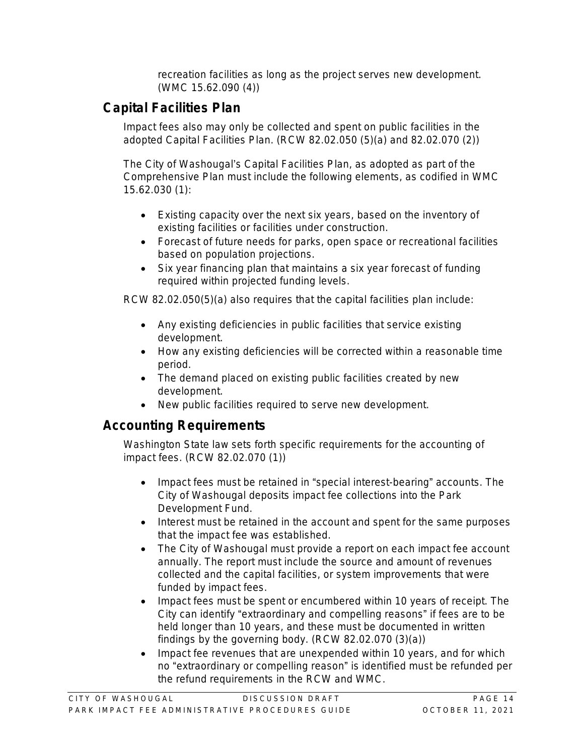recreation facilities as long as the project serves new development. (WMC 15.62.090 (4))

## Capital Facilities Plan

Impact fees also may only be collected and spent on public facilities in the adopted Capital Facilities Plan. (RCW 82.02.050 (5)(a) and 82.02.070 (2))

The City of Washougal's Capital Facilities Plan, as adopted as part of the Comprehensive Plan must include the following elements, as codified in WMC 15.62.030 (1):

- Existing capacity over the next six years, based on the inventory of existing facilities or facilities under construction.
- Forecast of future needs for parks, open space or recreational facilities based on population projections.
- Six year financing plan that maintains a six year forecast of funding required within projected funding levels.

RCW 82.02.050(5)(a) also requires that the capital facilities plan include:

- Any existing deficiencies in public facilities that service existing development.
- How any existing deficiencies will be corrected within a reasonable time period.
- The demand placed on existing public facilities created by new development.
- New public facilities required to serve new development.

## Accounting Requirements

Washington State law sets forth specific requirements for the accounting of impact fees. (RCW 82.02.070 (1))

- Impact fees must be retained in "special interest-bearing" accounts. The City of Washougal deposits impact fee collections into the Park Development Fund.
- Interest must be retained in the account and spent for the same purposes that the impact fee was established.
- The City of Washougal must provide a report on each impact fee account annually. The report must include the source and amount of revenues collected and the capital facilities, or system improvements that were funded by impact fees.
- Impact fees must be spent or encumbered within 10 years of receipt. The City can identify "extraordinary and compelling reasons" if fees are to be held longer than 10 years, and these must be documented in written findings by the governing body. (RCW 82.02.070 (3)(a))
- Impact fee revenues that are unexpended within 10 years, and for which no "extraordinary or compelling reason" is identified must be refunded per the refund requirements in the RCW and WMC.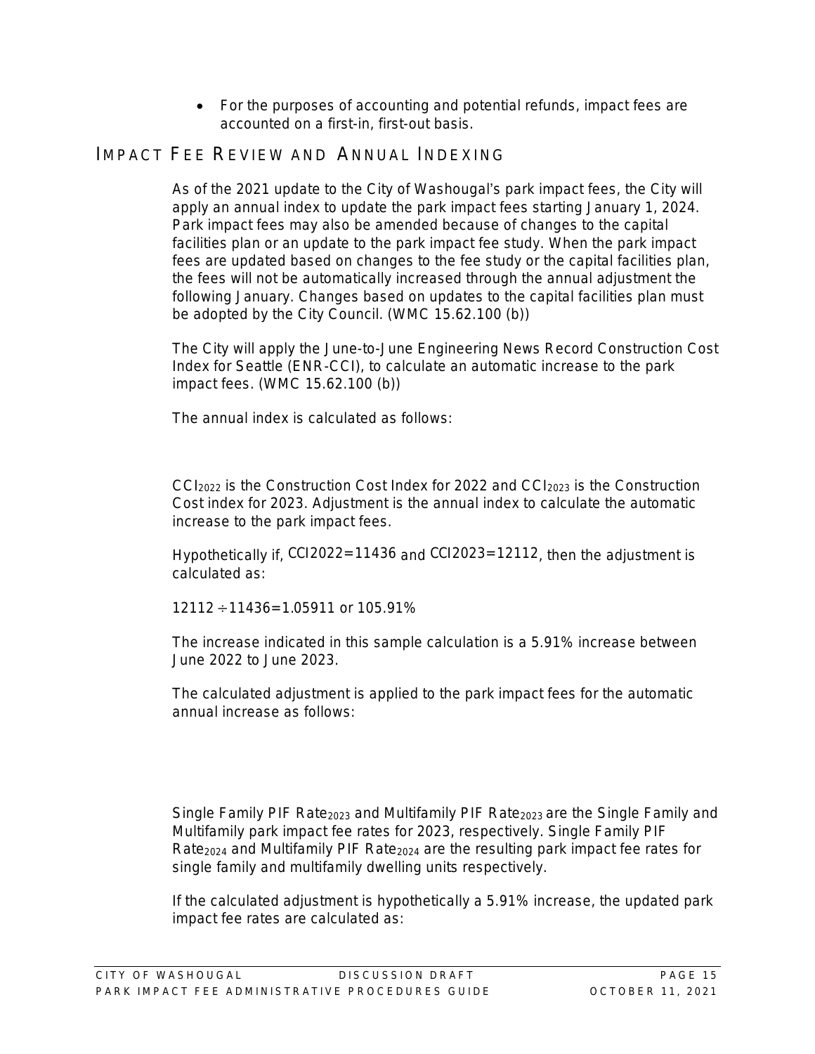- For the purposes of accounting and potential refunds, impact fees are accounted on a first-in, first-out basis.

## Impact Fee Review and Annual Indexing

As of the 2021 update to the City of Washougal's park impact fees, the City will apply an annual index to update the park impact fees starting January 1, 2024. Park impact fees may also be amended because of changes to the capital facilities plan or an update to the park impact fee study. When the park impact fees are updated based on changes to the fee study or the capital facilities plan, the fees will not be automatically increased through the annual adjustment the following January. Changes based on updates to the capital facilities plan must be adopted by the City Council. (WMC 15.62.100 (b))

The City will apply the June-to-June Engineering News Record Construction Cost Index for Seattle (ENR-CCI), to calculate an automatic increase to the park impact fees. (WMC 15.62.100 (b))

The annual index is calculated as follows:

$CCI_{2022}$ is the Construction Cost Index for 2022 and $CCI_{2023}$ is the Construction Cost index for 2023. Adjustment is the annual index to calculate the automatic increase to the park impact fees.

Hypothetically if, $CCI2022=11436$ and $CCI2023=12112$, then the adjustment is calculated as:

$12112 \div 11436 = 1.05911$ or 105.91%

The increase indicated in this sample calculation is a 5.91% increase between June 2022 to June 2023.

The calculated adjustment is applied to the park impact fees for the automatic annual increase as follows:

Single Family PIF $Rate_{2023}$ and Multifamily PIF $Rate_{2023}$ are the Single Family and Multifamily park impact fee rates for 2023, respectively. Single Family PIF $Rate_{2024}$ and Multifamily PIF $Rate_{2024}$ are the resulting park impact fee rates for single family and multifamily dwelling units respectively.

If the calculated adjustment is hypothetically a 5.91% increase, the updated park impact fee rates are calculated as: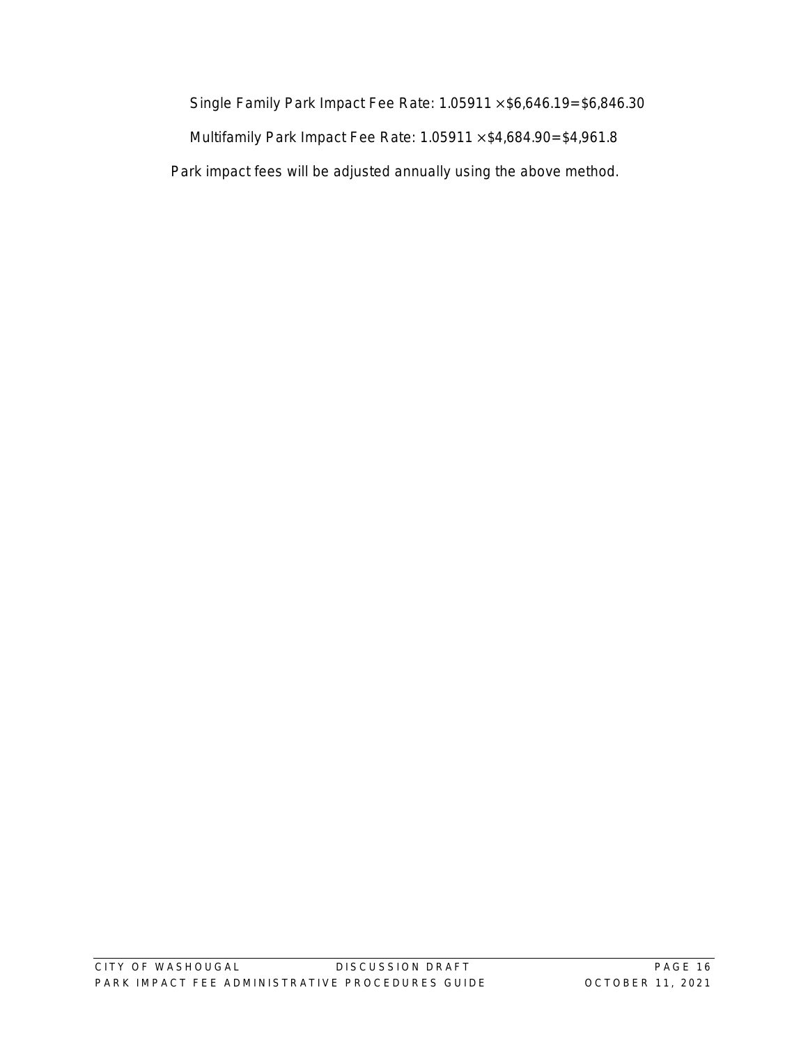Single Family Park Impact Fee Rate: $1.05911 \times \$6,646.19 = \$6,846.30$

Multifamily Park Impact Fee Rate: $1.05911 \times \$4,684.90 = \$4,961.8$

Park impact fees will be adjusted annually using the above method.